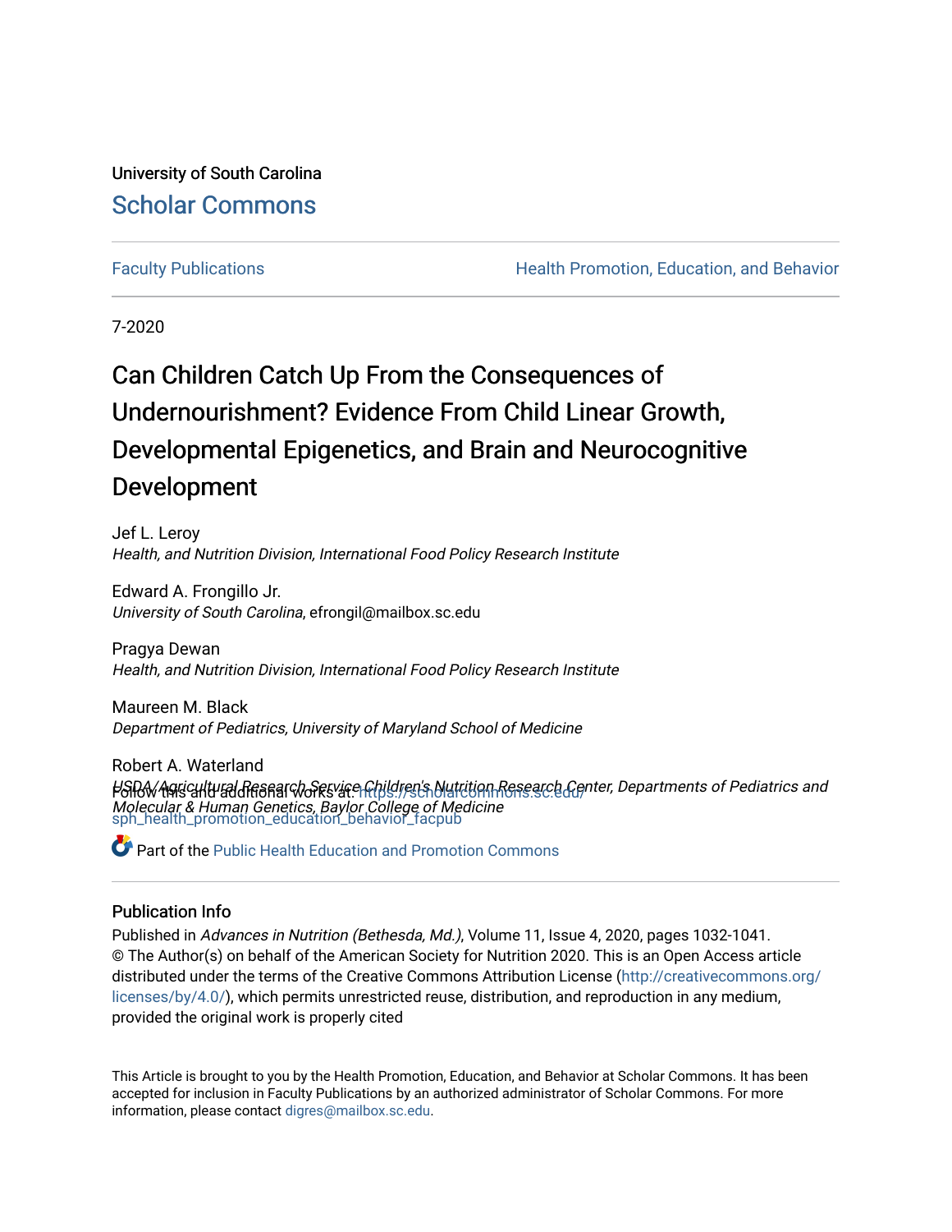University of South Carolina

# Scholar Commons

Faculty Publications | Health Promotion, Education, and Behavior

7-2020

# Can Children Catch Up From the Consequences of Undernourishment? Evidence From Child Linear Growth, Developmental Epigenetics, and Brain and Neurocognitive Development

Jef L. Leroy
*Health, and Nutrition Division, International Food Policy Research Institute*

Edward A. Frongillo Jr.
*University of South Carolina*, efrongil@mailbox.sc.edu

Pragya Dewan
*Health, and Nutrition Division, International Food Policy Research Institute*

Maureen M. Black
*Department of Pediatrics, University of Maryland School of Medicine*

Robert A. Waterland
*USDA/Agricultural Research Service Children's Nutrition Research Center, Departments of Pediatrics and Molecular & Human Genetics, Baylor College of Medicine*

Follow this and additional works at: https://scholarcommons.sc.edu/sph_health_promotion_education_behavior_facpub

Part of the Public Health Education and Promotion Commons

## Publication Info

Published in *Advances in Nutrition (Bethesda, Md.)*, Volume 11, Issue 4, 2020, pages 1032-1041.
© The Author(s) on behalf of the American Society for Nutrition 2020. This is an Open Access article distributed under the terms of the Creative Commons Attribution License (http://creativecommons.org/licenses/by/4.0/), which permits unrestricted reuse, distribution, and reproduction in any medium, provided the original work is properly cited

This Article is brought to you by the Health Promotion, Education, and Behavior at Scholar Commons. It has been accepted for inclusion in Faculty Publications by an authorized administrator of Scholar Commons. For more information, please contact digres@mailbox.sc.edu.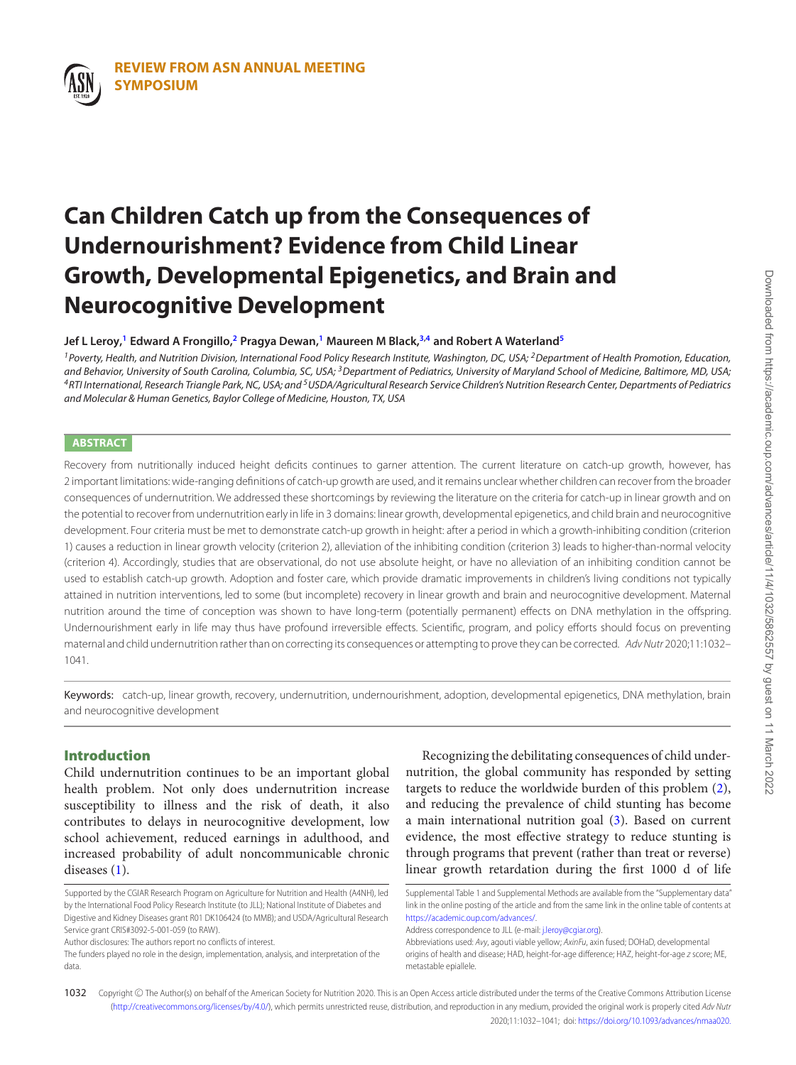REVIEW FROM ASN ANNUAL MEETING SYMPOSIUM

# Can Children Catch up from the Consequences of Undernourishment? Evidence from Child Linear Growth, Developmental Epigenetics, and Brain and Neurocognitive Development

**Jef L Leroy,[1] Edward A Frongillo,[2] Pragya Dewan,[1] Maureen M Black,[3,4] and Robert A Waterland[5]**

[1] *Poverty, Health, and Nutrition Division, International Food Policy Research Institute, Washington, DC, USA;* [2] *Department of Health Promotion, Education, and Behavior, University of South Carolina, Columbia, SC, USA;* [3] *Department of Pediatrics, University of Maryland School of Medicine, Baltimore, MD, USA;* [4] *RTI International, Research Triangle Park, NC, USA; and* [5] *USDA/Agricultural Research Service Children's Nutrition Research Center, Departments of Pediatrics and Molecular & Human Genetics, Baylor College of Medicine, Houston, TX, USA*

## ABSTRACT

Recovery from nutritionally induced height deficits continues to garner attention. The current literature on catch-up growth, however, has 2 important limitations: wide-ranging definitions of catch-up growth are used, and it remains unclear whether children can recover from the broader consequences of undernutrition. We addressed these shortcomings by reviewing the literature on the criteria for catch-up in linear growth and on the potential to recover from undernutrition early in life in 3 domains: linear growth, developmental epigenetics, and child brain and neurocognitive development. Four criteria must be met to demonstrate catch-up growth in height: after a period in which a growth-inhibiting condition (criterion 1) causes a reduction in linear growth velocity (criterion 2), alleviation of the inhibiting condition (criterion 3) leads to higher-than-normal velocity (criterion 4). Accordingly, studies that are observational, do not use absolute height, or have no alleviation of an inhibiting condition cannot be used to establish catch-up growth. Adoption and foster care, which provide dramatic improvements in children's living conditions not typically attained in nutrition interventions, led to some (but incomplete) recovery in linear growth and brain and neurocognitive development. Maternal nutrition around the time of conception was shown to have long-term (potentially permanent) effects on DNA methylation in the offspring. Undernourishment early in life may thus have profound irreversible effects. Scientific, program, and policy efforts should focus on preventing maternal and child undernutrition rather than on correcting its consequences or attempting to prove they can be corrected. *Adv Nutr* 2020;11:1032–1041.

**Keywords:** catch-up, linear growth, recovery, undernutrition, undernourishment, adoption, developmental epigenetics, DNA methylation, brain and neurocognitive development

## Introduction

Child undernutrition continues to be an important global health problem. Not only does undernutrition increase susceptibility to illness and the risk of death, it also contributes to delays in neurocognitive development, low school achievement, reduced earnings in adulthood, and increased probability of adult noncommunicable chronic diseases (1).

Recognizing the debilitating consequences of child undernutrition, the global community has responded by setting targets to reduce the worldwide burden of this problem (2), and reducing the prevalence of child stunting has become a main international nutrition goal (3). Based on current evidence, the most effective strategy to reduce stunting is through programs that prevent (rather than treat or reverse) linear growth retardation during the first 1000 d of life

Supported by the CGIAR Research Program on Agriculture for Nutrition and Health (A4NH), led by the International Food Policy Research Institute (to JLL); National Institute of Diabetes and Digestive and Kidney Diseases grant R01 DK106424 (to MMB); and USDA/Agricultural Research Service grant CRIS#3092-5-001-059 (to RAW).

Author disclosures: The authors report no conflicts of interest.

The funders played no role in the design, implementation, analysis, and interpretation of the data.

Supplemental Table 1 and Supplemental Methods are available from the "Supplementary data" link in the online posting of the article and from the same link in the online table of contents at https://academic.oup.com/advances/.

Address correspondence to JLL (e-mail: j.leroy@cgiar.org).

Abbreviations used: *Avy*, agouti viable yellow; *AxinFu*, axin fused; DOHaD, developmental origins of health and disease; HAD, height-for-age difference; HAZ, height-for-age *z* score; ME, metastable epiallele.

Copyright © The Author(s) on behalf of the American Society for Nutrition 2020. This is an Open Access article distributed under the terms of the Creative Commons Attribution License (http://creativecommons.org/licenses/by/4.0/), which permits unrestricted reuse, distribution, and reproduction in any medium, provided the original work is properly cited *Adv Nutr* 2020;11:1032–1041; doi: https://doi.org/10.1093/advances/nmaa020.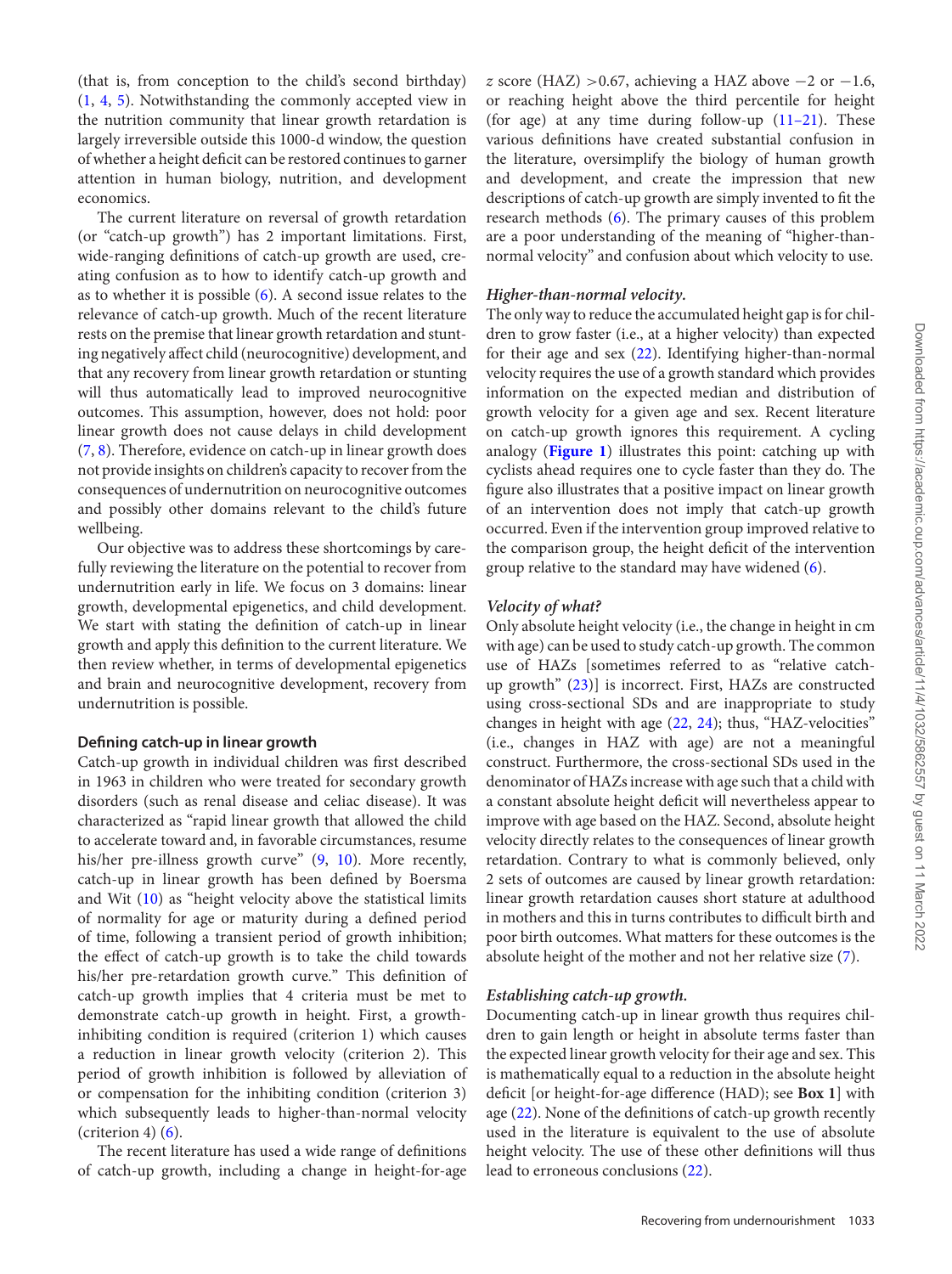(that is, from conception to the child's second birthday) (1, 4, 5). Notwithstanding the commonly accepted view in the nutrition community that linear growth retardation is largely irreversible outside this 1000-d window, the question of whether a height deficit can be restored continues to garner attention in human biology, nutrition, and development economics.

The current literature on reversal of growth retardation (or "catch-up growth") has 2 important limitations. First, wide-ranging definitions of catch-up growth are used, creating confusion as to how to identify catch-up growth and as to whether it is possible (6). A second issue relates to the relevance of catch-up growth. Much of the recent literature rests on the premise that linear growth retardation and stunting negatively affect child (neurocognitive) development, and that any recovery from linear growth retardation or stunting will thus automatically lead to improved neurocognitive outcomes. This assumption, however, does not hold: poor linear growth does not cause delays in child development (7, 8). Therefore, evidence on catch-up in linear growth does not provide insights on children's capacity to recover from the consequences of undernutrition on neurocognitive outcomes and possibly other domains relevant to the child's future wellbeing.

Our objective was to address these shortcomings by carefully reviewing the literature on the potential to recover from undernutrition early in life. We focus on 3 domains: linear growth, developmental epigenetics, and child development. We start with stating the definition of catch-up in linear growth and apply this definition to the current literature. We then review whether, in terms of developmental epigenetics and brain and neurocognitive development, recovery from undernutrition is possible.

## Defining catch-up in linear growth

Catch-up growth in individual children was first described in 1963 in children who were treated for secondary growth disorders (such as renal disease and celiac disease). It was characterized as "rapid linear growth that allowed the child to accelerate toward and, in favorable circumstances, resume his/her pre-illness growth curve" (9, 10). More recently, catch-up in linear growth has been defined by Boersma and Wit (10) as "height velocity above the statistical limits of normality for age or maturity during a defined period of time, following a transient period of growth inhibition; the effect of catch-up growth is to take the child towards his/her pre-retardation growth curve." This definition of catch-up growth implies that 4 criteria must be met to demonstrate catch-up growth in height. First, a growth-inhibiting condition is required (criterion 1) which causes a reduction in linear growth velocity (criterion 2). This period of growth inhibition is followed by alleviation of or compensation for the inhibiting condition (criterion 3) which subsequently leads to higher-than-normal velocity (criterion 4) (6).

The recent literature has used a wide range of definitions of catch-up growth, including a change in height-for-age $z$ score (HAZ) $>0.67$, achieving a HAZ above $-2$ or $-1.6$, or reaching height above the third percentile for height (for age) at any time during follow-up (11–21). These various definitions have created substantial confusion in the literature, oversimplify the biology of human growth and development, and create the impression that new descriptions of catch-up growth are simply invented to fit the research methods (6). The primary causes of this problem are a poor understanding of the meaning of "higher-than-normal velocity" and confusion about which velocity to use.

### *Higher-than-normal velocity.*

The only way to reduce the accumulated height gap is for children to grow faster (i.e., at a higher velocity) than expected for their age and sex (22). Identifying higher-than-normal velocity requires the use of a growth standard which provides information on the expected median and distribution of growth velocity for a given age and sex. Recent literature on catch-up growth ignores this requirement. A cycling analogy (**Figure 1**) illustrates this point: catching up with cyclists ahead requires one to cycle faster than they do. The figure also illustrates that a positive impact on linear growth of an intervention does not imply that catch-up growth occurred. Even if the intervention group improved relative to the comparison group, the height deficit of the intervention group relative to the standard may have widened (6).

### *Velocity of what?*

Only absolute height velocity (i.e., the change in height in cm with age) can be used to study catch-up growth. The common use of HAZs [sometimes referred to as "relative catch-up growth" (23)] is incorrect. First, HAZs are constructed using cross-sectional SDs and are inappropriate to study changes in height with age (22, 24); thus, "HAZ-velocities" (i.e., changes in HAZ with age) are not a meaningful construct. Furthermore, the cross-sectional SDs used in the denominator of HAZs increase with age such that a child with a constant absolute height deficit will nevertheless appear to improve with age based on the HAZ. Second, absolute height velocity directly relates to the consequences of linear growth retardation. Contrary to what is commonly believed, only 2 sets of outcomes are caused by linear growth retardation: linear growth retardation causes short stature at adulthood in mothers and this in turns contributes to difficult birth and poor birth outcomes. What matters for these outcomes is the absolute height of the mother and not her relative size (7).

### *Establishing catch-up growth.*

Documenting catch-up in linear growth thus requires children to gain length or height in absolute terms faster than the expected linear growth velocity for their age and sex. This is mathematically equal to a reduction in the absolute height deficit [or height-for-age difference (HAD); see **Box 1**] with age (22). None of the definitions of catch-up growth recently used in the literature is equivalent to the use of absolute height velocity. The use of these other definitions will thus lead to erroneous conclusions (22).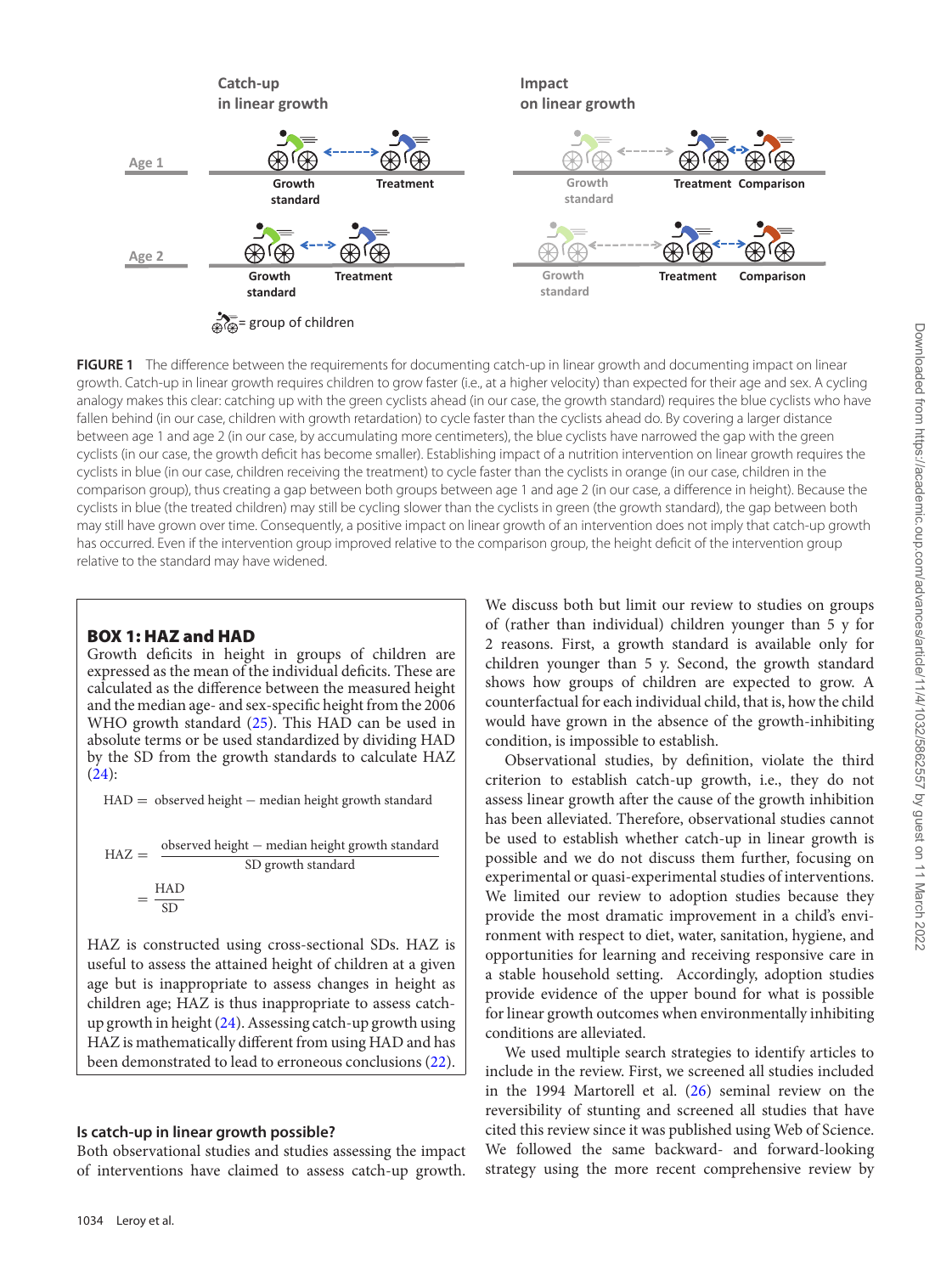Catch-up in linear growth

Impact on linear growth

Age 1

Growth standard | Treatment

Growth standard | Treatment | Comparison

Age 2

Growth standard | Treatment

Growth standard | Treatment | Comparison

= group of children

**FIGURE 1** The difference between the requirements for documenting catch-up in linear growth and documenting impact on linear growth. Catch-up in linear growth requires children to grow faster (i.e., at a higher velocity) than expected for their age and sex. A cycling analogy makes this clear: catching up with the green cyclists ahead (in our case, the growth standard) requires the blue cyclists who have fallen behind (in our case, children with growth retardation) to cycle faster than the cyclists ahead do. By covering a larger distance between age 1 and age 2 (in our case, by accumulating more centimeters), the blue cyclists have narrowed the gap with the green cyclists (in our case, the growth deficit has become smaller). Establishing impact of a nutrition intervention on linear growth requires the cyclists in blue (in our case, children receiving the treatment) to cycle faster than the cyclists in orange (in our case, children in the comparison group), thus creating a gap between both groups between age 1 and age 2 (in our case, a difference in height). Because the cyclists in blue (the treated children) may still be cycling slower than the cyclists in green (the growth standard), the gap between both may still have grown over time. Consequently, a positive impact on linear growth of an intervention does not imply that catch-up growth has occurred. Even if the intervention group improved relative to the comparison group, the height deficit of the intervention group relative to the standard may have widened.

> **BOX 1: HAZ and HAD**
>
> Growth deficits in height in groups of children are expressed as the mean of the individual deficits. These are calculated as the difference between the measured height and the median age- and sex-specific height from the 2006 WHO growth standard (25). This HAD can be used in absolute terms or be used standardized by dividing HAD by the SD from the growth standards to calculate HAZ (24):
>
> $$\text{HAD} = \text{observed height} - \text{median height growth standard}$$
>
> $$\text{HAZ} = \frac{\text{observed height} - \text{median height growth standard}}{\text{SD growth standard}} = \frac{\text{HAD}}{\text{SD}}$$
>
> HAZ is constructed using cross-sectional SDs. HAZ is useful to assess the attained height of children at a given age but is inappropriate to assess changes in height as children age; HAZ is thus inappropriate to assess catch-up growth in height (24). Assessing catch-up growth using HAZ is mathematically different from using HAD and has been demonstrated to lead to erroneous conclusions (22).

### Is catch-up in linear growth possible?

Both observational studies and studies assessing the impact of interventions have claimed to assess catch-up growth. We discuss both but limit our review to studies on groups of (rather than individual) children younger than 5 y for 2 reasons. First, a growth standard is available only for children younger than 5 y. Second, the growth standard shows how groups of children are expected to grow. A counterfactual for each individual child, that is, how the child would have grown in the absence of the growth-inhibiting condition, is impossible to establish.

Observational studies, by definition, violate the third criterion to establish catch-up growth, i.e., they do not assess linear growth after the cause of the growth inhibition has been alleviated. Therefore, observational studies cannot be used to establish whether catch-up in linear growth is possible and we do not discuss them further, focusing on experimental or quasi-experimental studies of interventions. We limited our review to adoption studies because they provide the most dramatic improvement in a child's environment with respect to diet, water, sanitation, hygiene, and opportunities for learning and receiving responsive care in a stable household setting. Accordingly, adoption studies provide evidence of the upper bound for what is possible for linear growth outcomes when environmentally inhibiting conditions are alleviated.

We used multiple search strategies to identify articles to include in the review. First, we screened all studies included in the 1994 Martorell et al. (26) seminal review on the reversibility of stunting and screened all studies that have cited this review since it was published using Web of Science. We followed the same backward- and forward-looking strategy using the more recent comprehensive review by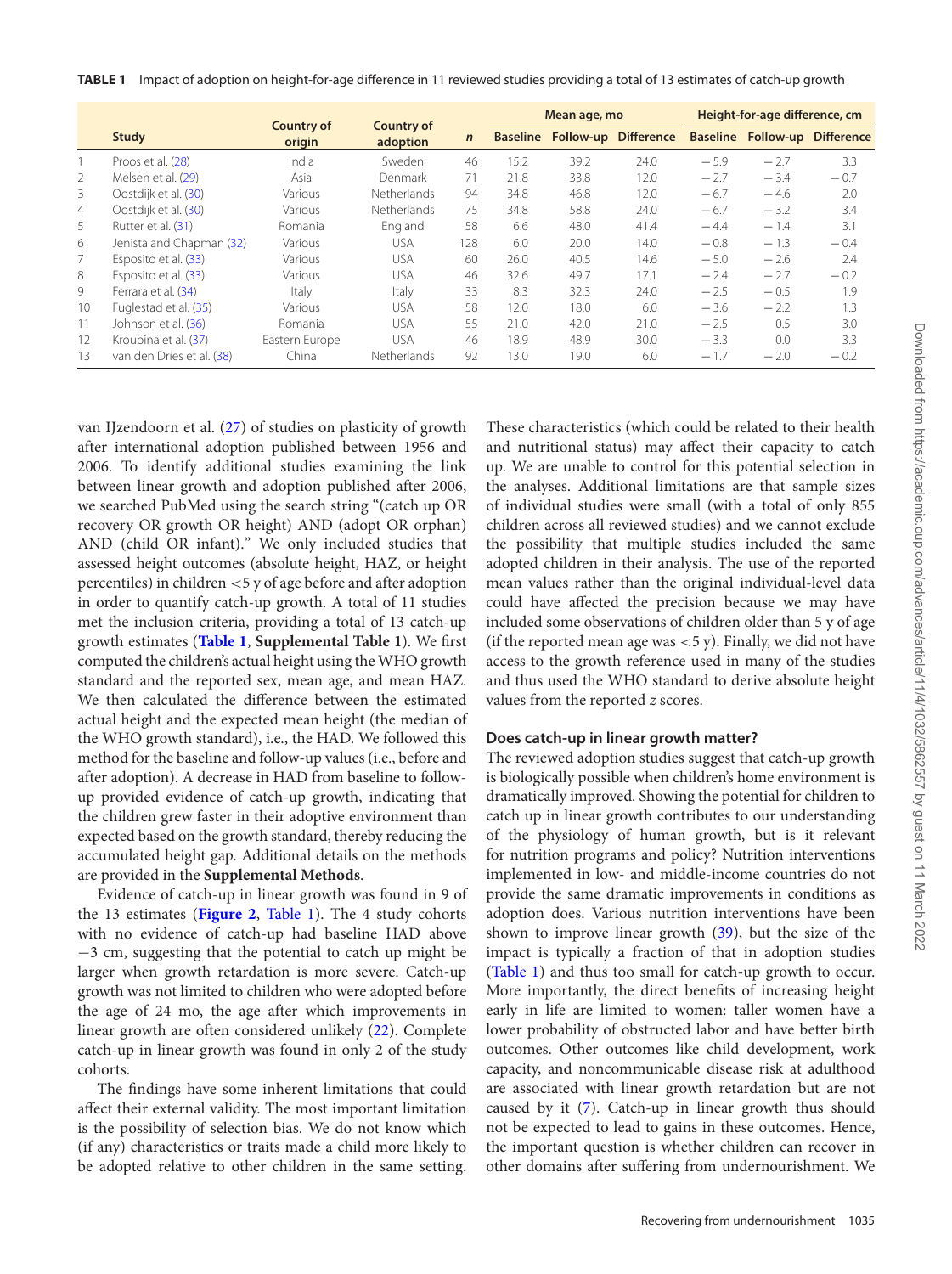**TABLE 1** Impact of adoption on height-for-age difference in 11 reviewed studies providing a total of 13 estimates of catch-up growth

| | Study | Country of origin | Country of adoption | *n* | Mean age, mo | | | Height-for-age difference, cm | | |
|---|---|---|---|---|---|---|---|---|---|---|
| | | | | | Baseline | Follow-up | Difference | Baseline | Follow-up | Difference |
| 1 | Proos et al. (28) | India | Sweden | 46 | 15.2 | 39.2 | 24.0 | −5.9 | −2.7 | 3.3 |
| 2 | Melsen et al. (29) | Asia | Denmark | 71 | 21.8 | 33.8 | 12.0 | −2.7 | −3.4 | −0.7 |
| 3 | Oostdijk et al. (30) | Various | Netherlands | 94 | 34.8 | 46.8 | 12.0 | −6.7 | −4.6 | 2.0 |
| 4 | Oostdijk et al. (30) | Various | Netherlands | 75 | 34.8 | 58.8 | 24.0 | −6.7 | −3.2 | 3.4 |
| 5 | Rutter et al. (31) | Romania | England | 58 | 6.6 | 48.0 | 41.4 | −4.4 | −1.4 | 3.1 |
| 6 | Jenista and Chapman (32) | Various | USA | 128 | 6.0 | 20.0 | 14.0 | −0.8 | −1.3 | −0.4 |
| 7 | Esposito et al. (33) | Various | USA | 60 | 26.0 | 40.5 | 14.6 | −5.0 | −2.6 | 2.4 |
| 8 | Esposito et al. (33) | Various | USA | 46 | 32.6 | 49.7 | 17.1 | −2.4 | −2.7 | −0.2 |
| 9 | Ferrara et al. (34) | Italy | Italy | 33 | 8.3 | 32.3 | 24.0 | −2.5 | −0.5 | 1.9 |
| 10 | Fuglestad et al. (35) | Various | USA | 58 | 12.0 | 18.0 | 6.0 | −3.6 | −2.2 | 1.3 |
| 11 | Johnson et al. (36) | Romania | USA | 55 | 21.0 | 42.0 | 21.0 | −2.5 | 0.5 | 3.0 |
| 12 | Kroupina et al. (37) | Eastern Europe | USA | 46 | 18.9 | 48.9 | 30.0 | −3.3 | 0.0 | 3.3 |
| 13 | van den Dries et al. (38) | China | Netherlands | 92 | 13.0 | 19.0 | 6.0 | −1.7 | −2.0 | −0.2 |

van IJzendoorn et al. (27) of studies on plasticity of growth after international adoption published between 1956 and 2006. To identify additional studies examining the link between linear growth and adoption published after 2006, we searched PubMed using the search string "(catch up OR recovery OR growth OR height) AND (adopt OR orphan) AND (child OR infant)." We only included studies that assessed height outcomes (absolute height, HAZ, or height percentiles) in children <5 y of age before and after adoption in order to quantify catch-up growth. A total of 11 studies met the inclusion criteria, providing a total of 13 catch-up growth estimates (**Table 1**, **Supplemental Table 1**). We first computed the children's actual height using the WHO growth standard and the reported sex, mean age, and mean HAZ. We then calculated the difference between the estimated actual height and the expected mean height (the median of the WHO growth standard), i.e., the HAD. We followed this method for the baseline and follow-up values (i.e., before and after adoption). A decrease in HAD from baseline to follow-up provided evidence of catch-up growth, indicating that the children grew faster in their adoptive environment than expected based on the growth standard, thereby reducing the accumulated height gap. Additional details on the methods are provided in the **Supplemental Methods**.

Evidence of catch-up in linear growth was found in 9 of the 13 estimates (**Figure 2**, Table 1). The 4 study cohorts with no evidence of catch-up had baseline HAD above −3 cm, suggesting that the potential to catch up might be larger when growth retardation is more severe. Catch-up growth was not limited to children who were adopted before the age of 24 mo, the age after which improvements in linear growth are often considered unlikely (22). Complete catch-up in linear growth was found in only 2 of the study cohorts.

The findings have some inherent limitations that could affect their external validity. The most important limitation is the possibility of selection bias. We do not know which (if any) characteristics or traits made a child more likely to be adopted relative to other children in the same setting. These characteristics (which could be related to their health and nutritional status) may affect their capacity to catch up. We are unable to control for this potential selection in the analyses. Additional limitations are that sample sizes of individual studies were small (with a total of only 855 children across all reviewed studies) and we cannot exclude the possibility that multiple studies included the same adopted children in their analysis. The use of the reported mean values rather than the original individual-level data could have affected the precision because we may have included some observations of children older than 5 y of age (if the reported mean age was <5 y). Finally, we did not have access to the growth reference used in many of the studies and thus used the WHO standard to derive absolute height values from the reported *z* scores.

### Does catch-up in linear growth matter?

The reviewed adoption studies suggest that catch-up growth is biologically possible when children's home environment is dramatically improved. Showing the potential for children to catch up in linear growth contributes to our understanding of the physiology of human growth, but is it relevant for nutrition programs and policy? Nutrition interventions implemented in low- and middle-income countries do not provide the same dramatic improvements in conditions as adoption does. Various nutrition interventions have been shown to improve linear growth (39), but the size of the impact is typically a fraction of that in adoption studies (Table 1) and thus too small for catch-up growth to occur. More importantly, the direct benefits of increasing height early in life are limited to women: taller women have a lower probability of obstructed labor and have better birth outcomes. Other outcomes like child development, work capacity, and noncommunicable disease risk at adulthood are associated with linear growth retardation but are not caused by it (7). Catch-up in linear growth thus should not be expected to lead to gains in these outcomes. Hence, the important question is whether children can recover in other domains after suffering from undernourishment. We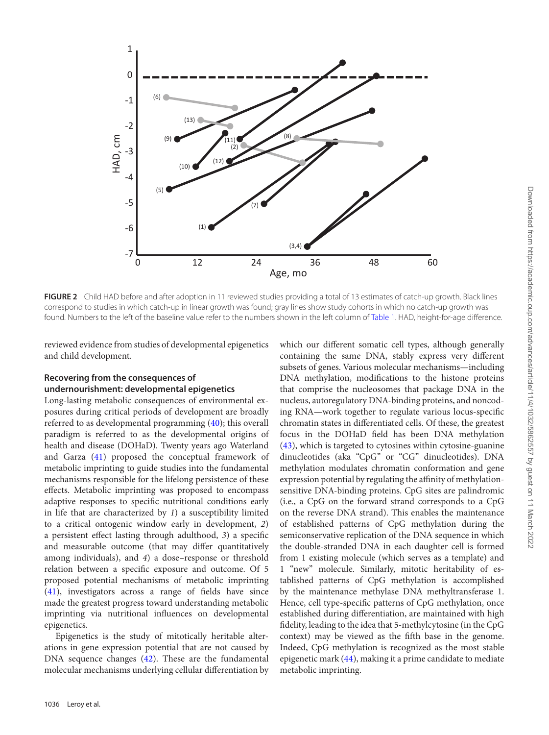**FIGURE 2** Child HAD before and after adoption in 11 reviewed studies providing a total of 13 estimates of catch-up growth. Black lines correspond to studies in which catch-up in linear growth was found; gray lines show study cohorts in which no catch-up growth was found. Numbers to the left of the baseline value refer to the numbers shown in the left column of Table 1. HAD, height-for-age difference.

reviewed evidence from studies of developmental epigenetics and child development.

### Recovering from the consequences of undernourishment: developmental epigenetics

Long-lasting metabolic consequences of environmental exposures during critical periods of development are broadly referred to as developmental programming (40); this overall paradigm is referred to as the developmental origins of health and disease (DOHaD). Twenty years ago Waterland and Garza (41) proposed the conceptual framework of metabolic imprinting to guide studies into the fundamental mechanisms responsible for the lifelong persistence of these effects. Metabolic imprinting was proposed to encompass adaptive responses to specific nutritional conditions early in life that are characterized by *1*) a susceptibility limited to a critical ontogenic window early in development, *2*) a persistent effect lasting through adulthood, *3*) a specific and measurable outcome (that may differ quantitatively among individuals), and *4*) a dose–response or threshold relation between a specific exposure and outcome. Of 5 proposed potential mechanisms of metabolic imprinting (41), investigators across a range of fields have since made the greatest progress toward understanding metabolic imprinting via nutritional influences on developmental epigenetics.

Epigenetics is the study of mitotically heritable alterations in gene expression potential that are not caused by DNA sequence changes (42). These are the fundamental molecular mechanisms underlying cellular differentiation by which our different somatic cell types, although generally containing the same DNA, stably express very different subsets of genes. Various molecular mechanisms—including DNA methylation, modifications to the histone proteins that comprise the nucleosomes that package DNA in the nucleus, autoregulatory DNA-binding proteins, and noncoding RNA—work together to regulate various locus-specific chromatin states in differentiated cells. Of these, the greatest focus in the DOHaD field has been DNA methylation (43), which is targeted to cytosines within cytosine-guanine dinucleotides (aka "CpG" or "CG" dinucleotides). DNA methylation modulates chromatin conformation and gene expression potential by regulating the affinity of methylation-sensitive DNA-binding proteins. CpG sites are palindromic (i.e., a CpG on the forward strand corresponds to a CpG on the reverse DNA strand). This enables the maintenance of established patterns of CpG methylation during the semiconservative replication of the DNA sequence in which the double-stranded DNA in each daughter cell is formed from 1 existing molecule (which serves as a template) and 1 "new" molecule. Similarly, mitotic heritability of established patterns of CpG methylation is accomplished by the maintenance methylase DNA methyltransferase 1. Hence, cell type-specific patterns of CpG methylation, once established during differentiation, are maintained with high fidelity, leading to the idea that 5-methylcytosine (in the CpG context) may be viewed as the fifth base in the genome. Indeed, CpG methylation is recognized as the most stable epigenetic mark (44), making it a prime candidate to mediate metabolic imprinting.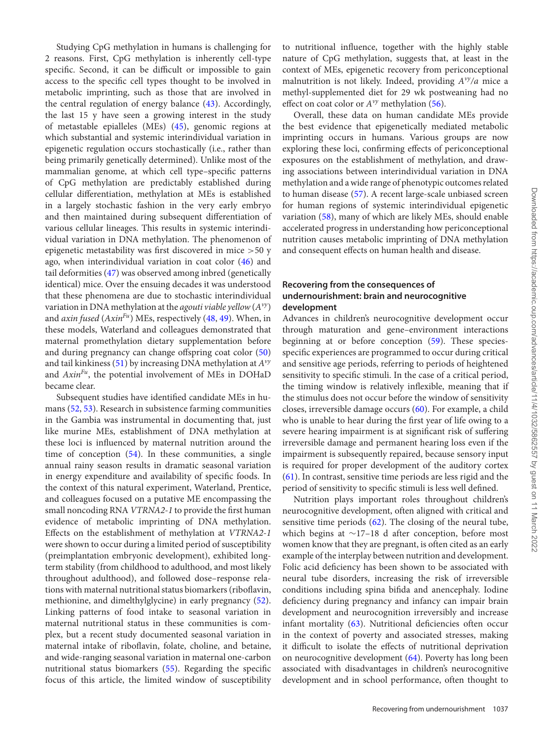Studying CpG methylation in humans is challenging for 2 reasons. First, CpG methylation is inherently cell-type specific. Second, it can be difficult or impossible to gain access to the specific cell types thought to be involved in metabolic imprinting, such as those that are involved in the central regulation of energy balance (43). Accordingly, the last 15 y have seen a growing interest in the study of metastable epialleles (MEs) (45), genomic regions at which substantial and systemic interindividual variation in epigenetic regulation occurs stochastically (i.e., rather than being primarily genetically determined). Unlike most of the mammalian genome, at which cell type–specific patterns of CpG methylation are predictably established during cellular differentiation, methylation at MEs is established in a largely stochastic fashion in the very early embryo and then maintained during subsequent differentiation of various cellular lineages. This results in systemic interindividual variation in DNA methylation. The phenomenon of epigenetic metastability was first discovered in mice >50 y ago, when interindividual variation in coat color (46) and tail deformities (47) was observed among inbred (genetically identical) mice. Over the ensuing decades it was understood that these phenomena are due to stochastic interindividual variation in DNA methylation at the *agouti viable yellow* ($A^{vy}$) and *axin fused* ($Axin^{Fu}$) MEs, respectively (48, 49). When, in these models, Waterland and colleagues demonstrated that maternal promethylation dietary supplementation before and during pregnancy can change offspring coat color (50) and tail kinkiness (51) by increasing DNA methylation at $A^{vy}$ and $Axin^{Fu}$, the potential involvement of MEs in DOHaD became clear.

Subsequent studies have identified candidate MEs in humans (52, 53). Research in subsistence farming communities in the Gambia was instrumental in documenting that, just like murine MEs, establishment of DNA methylation at these loci is influenced by maternal nutrition around the time of conception (54). In these communities, a single annual rainy season results in dramatic seasonal variation in energy expenditure and availability of specific foods. In the context of this natural experiment, Waterland, Prentice, and colleagues focused on a putative ME encompassing the small noncoding RNA *VTRNA2-1* to provide the first human evidence of metabolic imprinting of DNA methylation. Effects on the establishment of methylation at *VTRNA2-1* were shown to occur during a limited period of susceptibility (preimplantation embryonic development), exhibited long-term stability (from childhood to adulthood, and most likely throughout adulthood), and followed dose–response relations with maternal nutritional status biomarkers (riboflavin, methionine, and dimelthylglycine) in early pregnancy (52). Linking patterns of food intake to seasonal variation in maternal nutritional status in these communities is complex, but a recent study documented seasonal variation in maternal intake of riboflavin, folate, choline, and betaine, and wide-ranging seasonal variation in maternal one-carbon nutritional status biomarkers (55). Regarding the specific focus of this article, the limited window of susceptibility to nutritional influence, together with the highly stable nature of CpG methylation, suggests that, at least in the context of MEs, epigenetic recovery from periconceptional malnutrition is not likely. Indeed, providing $A^{vy}/a$ mice a methyl-supplemented diet for 29 wk postweaning had no effect on coat color or $A^{vy}$ methylation (56).

Overall, these data on human candidate MEs provide the best evidence that epigenetically mediated metabolic imprinting occurs in humans. Various groups are now exploring these loci, confirming effects of periconceptional exposures on the establishment of methylation, and drawing associations between interindividual variation in DNA methylation and a wide range of phenotypic outcomes related to human disease (57). A recent large-scale unbiased screen for human regions of systemic interindividual epigenetic variation (58), many of which are likely MEs, should enable accelerated progress in understanding how periconceptional nutrition causes metabolic imprinting of DNA methylation and consequent effects on human health and disease.

### Recovering from the consequences of undernourishment: brain and neurocognitive development

Advances in children's neurocognitive development occur through maturation and gene–environment interactions beginning at or before conception (59). These species-specific experiences are programmed to occur during critical and sensitive age periods, referring to periods of heightened sensitivity to specific stimuli. In the case of a critical period, the timing window is relatively inflexible, meaning that if the stimulus does not occur before the window of sensitivity closes, irreversible damage occurs (60). For example, a child who is unable to hear during the first year of life owing to a severe hearing impairment is at significant risk of suffering irreversible damage and permanent hearing loss even if the impairment is subsequently repaired, because sensory input is required for proper development of the auditory cortex (61). In contrast, sensitive time periods are less rigid and the period of sensitivity to specific stimuli is less well defined.

Nutrition plays important roles throughout children's neurocognitive development, often aligned with critical and sensitive time periods (62). The closing of the neural tube, which begins at ∼17–18 d after conception, before most women know that they are pregnant, is often cited as an early example of the interplay between nutrition and development. Folic acid deficiency has been shown to be associated with neural tube disorders, increasing the risk of irreversible conditions including spina bifida and anencephaly. Iodine deficiency during pregnancy and infancy can impair brain development and neurocognition irreversibly and increase infant mortality (63). Nutritional deficiencies often occur in the context of poverty and associated stresses, making it difficult to isolate the effects of nutritional deprivation on neurocognitive development (64). Poverty has long been associated with disadvantages in children's neurocognitive development and in school performance, often thought to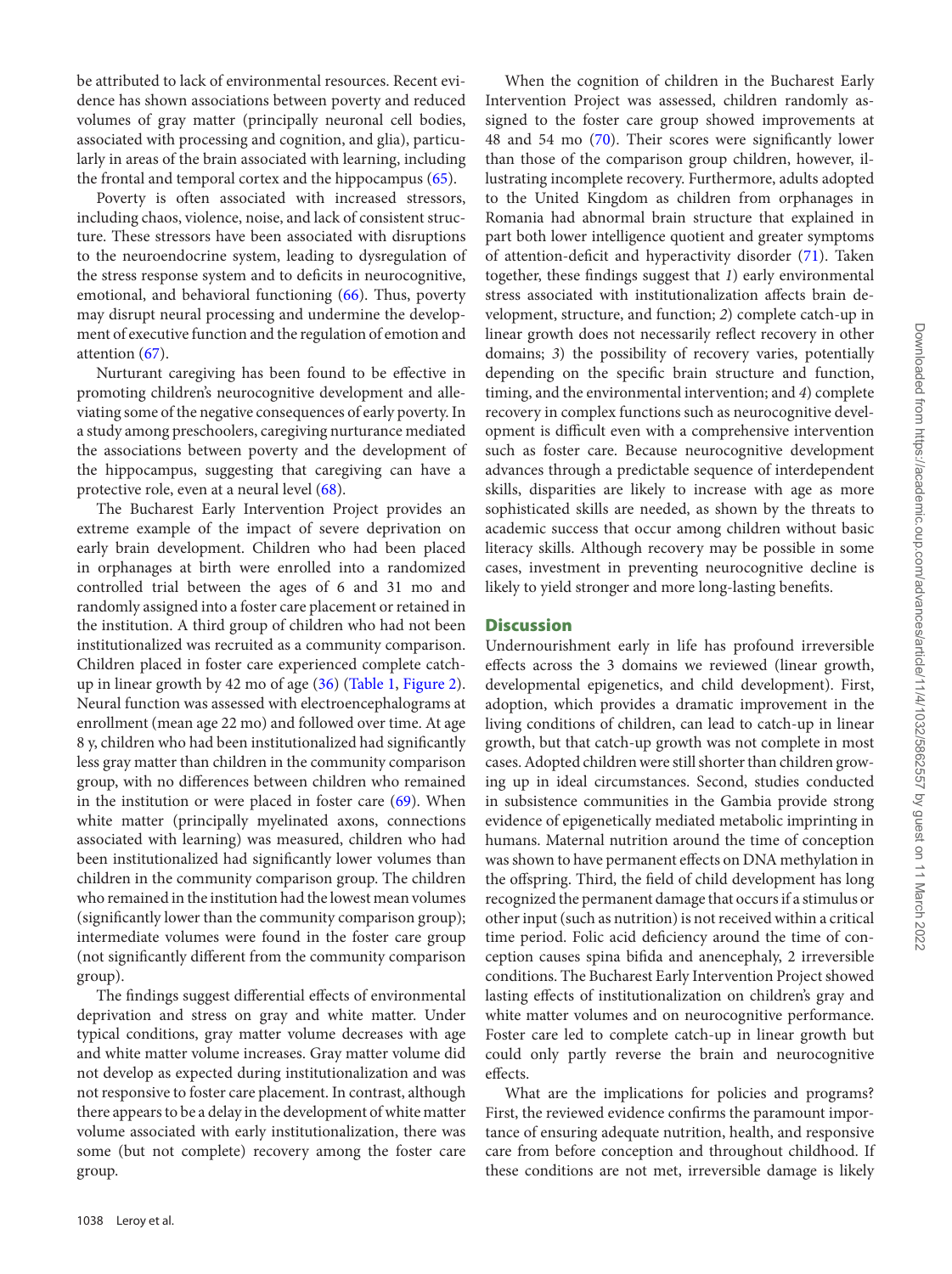be attributed to lack of environmental resources. Recent evidence has shown associations between poverty and reduced volumes of gray matter (principally neuronal cell bodies, associated with processing and cognition, and glia), particularly in areas of the brain associated with learning, including the frontal and temporal cortex and the hippocampus (65).

Poverty is often associated with increased stressors, including chaos, violence, noise, and lack of consistent structure. These stressors have been associated with disruptions to the neuroendocrine system, leading to dysregulation of the stress response system and to deficits in neurocognitive, emotional, and behavioral functioning (66). Thus, poverty may disrupt neural processing and undermine the development of executive function and the regulation of emotion and attention (67).

Nurturant caregiving has been found to be effective in promoting children's neurocognitive development and alleviating some of the negative consequences of early poverty. In a study among preschoolers, caregiving nurturance mediated the associations between poverty and the development of the hippocampus, suggesting that caregiving can have a protective role, even at a neural level (68).

The Bucharest Early Intervention Project provides an extreme example of the impact of severe deprivation on early brain development. Children who had been placed in orphanages at birth were enrolled into a randomized controlled trial between the ages of 6 and 31 mo and randomly assigned into a foster care placement or retained in the institution. A third group of children who had not been institutionalized was recruited as a community comparison. Children placed in foster care experienced complete catch-up in linear growth by 42 mo of age (36) (Table 1, Figure 2). Neural function was assessed with electroencephalograms at enrollment (mean age 22 mo) and followed over time. At age 8 y, children who had been institutionalized had significantly less gray matter than children in the community comparison group, with no differences between children who remained in the institution or were placed in foster care (69). When white matter (principally myelinated axons, connections associated with learning) was measured, children who had been institutionalized had significantly lower volumes than children in the community comparison group. The children who remained in the institution had the lowest mean volumes (significantly lower than the community comparison group); intermediate volumes were found in the foster care group (not significantly different from the community comparison group).

The findings suggest differential effects of environmental deprivation and stress on gray and white matter. Under typical conditions, gray matter volume decreases with age and white matter volume increases. Gray matter volume did not develop as expected during institutionalization and was not responsive to foster care placement. In contrast, although there appears to be a delay in the development of white matter volume associated with early institutionalization, there was some (but not complete) recovery among the foster care group.

When the cognition of children in the Bucharest Early Intervention Project was assessed, children randomly assigned to the foster care group showed improvements at 48 and 54 mo (70). Their scores were significantly lower than those of the comparison group children, however, illustrating incomplete recovery. Furthermore, adults adopted to the United Kingdom as children from orphanages in Romania had abnormal brain structure that explained in part both lower intelligence quotient and greater symptoms of attention-deficit and hyperactivity disorder (71). Taken together, these findings suggest that *1*) early environmental stress associated with institutionalization affects brain development, structure, and function; *2*) complete catch-up in linear growth does not necessarily reflect recovery in other domains; *3*) the possibility of recovery varies, potentially depending on the specific brain structure and function, timing, and the environmental intervention; and *4*) complete recovery in complex functions such as neurocognitive development is difficult even with a comprehensive intervention such as foster care. Because neurocognitive development advances through a predictable sequence of interdependent skills, disparities are likely to increase with age as more sophisticated skills are needed, as shown by the threats to academic success that occur among children without basic literacy skills. Although recovery may be possible in some cases, investment in preventing neurocognitive decline is likely to yield stronger and more long-lasting benefits.

## Discussion

Undernourishment early in life has profound irreversible effects across the 3 domains we reviewed (linear growth, developmental epigenetics, and child development). First, adoption, which provides a dramatic improvement in the living conditions of children, can lead to catch-up in linear growth, but that catch-up growth was not complete in most cases. Adopted children were still shorter than children growing up in ideal circumstances. Second, studies conducted in subsistence communities in the Gambia provide strong evidence of epigenetically mediated metabolic imprinting in humans. Maternal nutrition around the time of conception was shown to have permanent effects on DNA methylation in the offspring. Third, the field of child development has long recognized the permanent damage that occurs if a stimulus or other input (such as nutrition) is not received within a critical time period. Folic acid deficiency around the time of conception causes spina bifida and anencephaly, 2 irreversible conditions. The Bucharest Early Intervention Project showed lasting effects of institutionalization on children's gray and white matter volumes and on neurocognitive performance. Foster care led to complete catch-up in linear growth but could only partly reverse the brain and neurocognitive effects.

What are the implications for policies and programs? First, the reviewed evidence confirms the paramount importance of ensuring adequate nutrition, health, and responsive care from before conception and throughout childhood. If these conditions are not met, irreversible damage is likely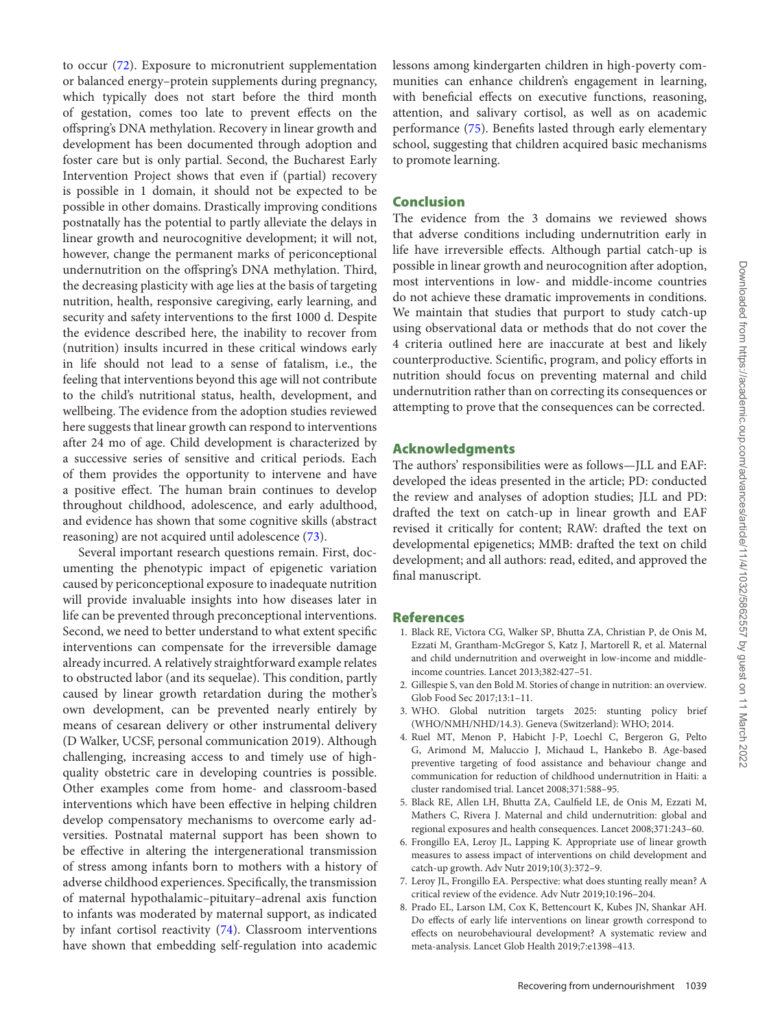to occur (72). Exposure to micronutrient supplementation or balanced energy–protein supplements during pregnancy, which typically does not start before the third month of gestation, comes too late to prevent effects on the offspring's DNA methylation. Recovery in linear growth and development has been documented through adoption and foster care but is only partial. Second, the Bucharest Early Intervention Project shows that even if (partial) recovery is possible in 1 domain, it should not be expected to be possible in other domains. Drastically improving conditions postnatally has the potential to partly alleviate the delays in linear growth and neurocognitive development; it will not, however, change the permanent marks of periconceptional undernutrition on the offspring's DNA methylation. Third, the decreasing plasticity with age lies at the basis of targeting nutrition, health, responsive caregiving, early learning, and security and safety interventions to the first 1000 d. Despite the evidence described here, the inability to recover from (nutrition) insults incurred in these critical windows early in life should not lead to a sense of fatalism, i.e., the feeling that interventions beyond this age will not contribute to the child's nutritional status, health, development, and wellbeing. The evidence from the adoption studies reviewed here suggests that linear growth can respond to interventions after 24 mo of age. Child development is characterized by a successive series of sensitive and critical periods. Each of them provides the opportunity to intervene and have a positive effect. The human brain continues to develop throughout childhood, adolescence, and early adulthood, and evidence has shown that some cognitive skills (abstract reasoning) are not acquired until adolescence (73).

Several important research questions remain. First, documenting the phenotypic impact of epigenetic variation caused by periconceptional exposure to inadequate nutrition will provide invaluable insights into how diseases later in life can be prevented through preconceptional interventions. Second, we need to better understand to what extent specific interventions can compensate for the irreversible damage already incurred. A relatively straightforward example relates to obstructed labor (and its sequelae). This condition, partly caused by linear growth retardation during the mother's own development, can be prevented nearly entirely by means of cesarean delivery or other instrumental delivery (D Walker, UCSF, personal communication 2019). Although challenging, increasing access to and timely use of high-quality obstetric care in developing countries is possible. Other examples come from home- and classroom-based interventions which have been effective in helping children develop compensatory mechanisms to overcome early adversities. Postnatal maternal support has been shown to be effective in altering the intergenerational transmission of stress among infants born to mothers with a history of adverse childhood experiences. Specifically, the transmission of maternal hypothalamic–pituitary–adrenal axis function to infants was moderated by maternal support, as indicated by infant cortisol reactivity (74). Classroom interventions have shown that embedding self-regulation into academic lessons among kindergarten children in high-poverty communities can enhance children's engagement in learning, with beneficial effects on executive functions, reasoning, attention, and salivary cortisol, as well as on academic performance (75). Benefits lasted through early elementary school, suggesting that children acquired basic mechanisms to promote learning.

## Conclusion

The evidence from the 3 domains we reviewed shows that adverse conditions including undernutrition early in life have irreversible effects. Although partial catch-up is possible in linear growth and neurocognition after adoption, most interventions in low- and middle-income countries do not achieve these dramatic improvements in conditions. We maintain that studies that purport to study catch-up using observational data or methods that do not cover the 4 criteria outlined here are inaccurate at best and likely counterproductive. Scientific, program, and policy efforts in nutrition should focus on preventing maternal and child undernutrition rather than on correcting its consequences or attempting to prove that the consequences can be corrected.

## Acknowledgments

The authors' responsibilities were as follows—JLL and EAF: developed the ideas presented in the article; PD: conducted the review and analyses of adoption studies; JLL and PD: drafted the text on catch-up in linear growth and EAF revised it critically for content; RAW: drafted the text on developmental epigenetics; MMB: drafted the text on child development; and all authors: read, edited, and approved the final manuscript.

## References

1. Black RE, Victora CG, Walker SP, Bhutta ZA, Christian P, de Onis M, Ezzati M, Grantham-McGregor S, Katz J, Martorell R, et al. Maternal and child undernutrition and overweight in low-income and middle-income countries. Lancet 2013;382:427–51.
2. Gillespie S, van den Bold M. Stories of change in nutrition: an overview. Glob Food Sec 2017;13:1–11.
3. WHO. Global nutrition targets 2025: stunting policy brief (WHO/NMH/NHD/14.3). Geneva (Switzerland): WHO; 2014.
4. Ruel MT, Menon P, Habicht J-P, Loechl C, Bergeron G, Pelto G, Arimond M, Maluccio J, Michaud L, Hankebo B. Age-based preventive targeting of food assistance and behaviour change and communication for reduction of childhood undernutrition in Haiti: a cluster randomised trial. Lancet 2008;371:588–95.
5. Black RE, Allen LH, Bhutta ZA, Caulfield LE, de Onis M, Ezzati M, Mathers C, Rivera J. Maternal and child undernutrition: global and regional exposures and health consequences. Lancet 2008;371:243–60.
6. Frongillo EA, Leroy JL, Lapping K. Appropriate use of linear growth measures to assess impact of interventions on child development and catch-up growth. Adv Nutr 2019;10(3):372–9.
7. Leroy JL, Frongillo EA. Perspective: what does stunting really mean? A critical review of the evidence. Adv Nutr 2019;10:196–204.
8. Prado EL, Larson LM, Cox K, Bettencourt K, Kubes JN, Shankar AH. Do effects of early life interventions on linear growth correspond to effects on neurobehavioural development? A systematic review and meta-analysis. Lancet Glob Health 2019;7:e1398–413.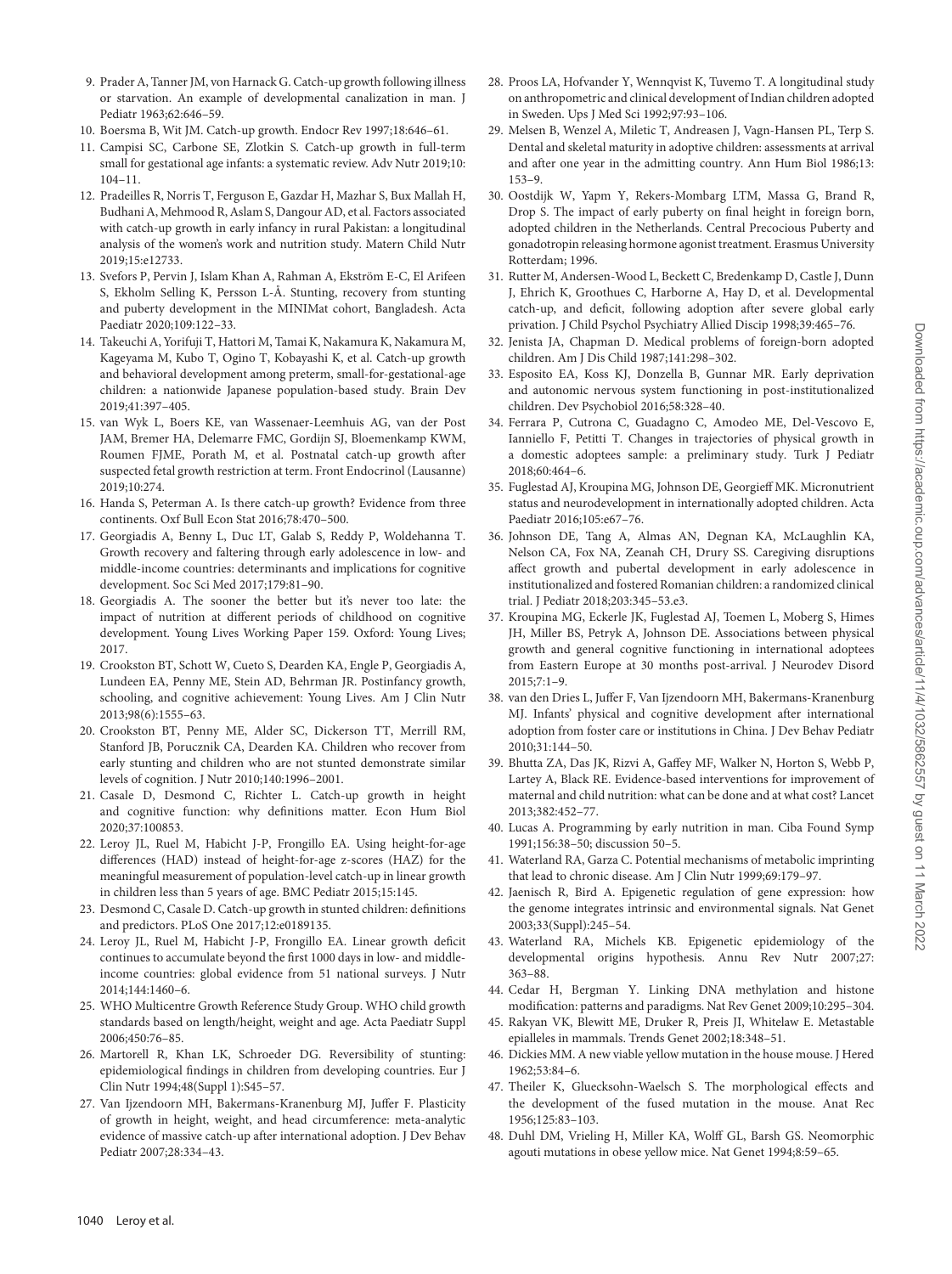9. Prader A, Tanner JM, von Harnack G. Catch-up growth following illness or starvation. An example of developmental canalization in man. J Pediatr 1963;62:646–59.
10. Boersma B, Wit JM. Catch-up growth. Endocr Rev 1997;18:646–61.
11. Campisi SC, Carbone SE, Zlotkin S. Catch-up growth in full-term small for gestational age infants: a systematic review. Adv Nutr 2019;10:104–11.
12. Pradeilles R, Norris T, Ferguson E, Gazdar H, Mazhar S, Bux Mallah H, Budhani A, Mehmood R, Aslam S, Dangour AD, et al. Factors associated with catch-up growth in early infancy in rural Pakistan: a longitudinal analysis of the women's work and nutrition study. Matern Child Nutr 2019;15:e12733.
13. Svefors P, Pervin J, Islam Khan A, Rahman A, Ekström E-C, El Arifeen S, Ekholm Selling K, Persson L-Å. Stunting, recovery from stunting and puberty development in the MINIMat cohort, Bangladesh. Acta Paediatr 2020;109:122–33.
14. Takeuchi A, Yorifuji T, Hattori M, Tamai K, Nakamura K, Nakamura M, Kageyama M, Kubo T, Ogino T, Kobayashi K, et al. Catch-up growth and behavioral development among preterm, small-for-gestational-age children: a nationwide Japanese population-based study. Brain Dev 2019;41:397–405.
15. van Wyk L, Boers KE, van Wassenaer-Leemhuis AG, van der Post JAM, Bremer HA, Delemarre FMC, Gordijn SJ, Bloemenkamp KWM, Roumen FJME, Porath M, et al. Postnatal catch-up growth after suspected fetal growth restriction at term. Front Endocrinol (Lausanne) 2019;10:274.
16. Handa S, Peterman A. Is there catch-up growth? Evidence from three continents. Oxf Bull Econ Stat 2016;78:470–500.
17. Georgiadis A, Benny L, Duc LT, Galab S, Reddy P, Woldehanna T. Growth recovery and faltering through early adolescence in low- and middle-income countries: determinants and implications for cognitive development. Soc Sci Med 2017;179:81–90.
18. Georgiadis A. The sooner the better but it's never too late: the impact of nutrition at different periods of childhood on cognitive development. Young Lives Working Paper 159. Oxford: Young Lives; 2017.
19. Crookston BT, Schott W, Cueto S, Dearden KA, Engle P, Georgiadis A, Lundeen EA, Penny ME, Stein AD, Behrman JR. Postinfancy growth, schooling, and cognitive achievement: Young Lives. Am J Clin Nutr 2013;98(6):1555–63.
20. Crookston BT, Penny ME, Alder SC, Dickerson TT, Merrill RM, Stanford JB, Porucznik CA, Dearden KA. Children who recover from early stunting and children who are not stunted demonstrate similar levels of cognition. J Nutr 2010;140:1996–2001.
21. Casale D, Desmond C, Richter L. Catch-up growth in height and cognitive function: why definitions matter. Econ Hum Biol 2020;37:100853.
22. Leroy JL, Ruel M, Habicht J-P, Frongillo EA. Using height-for-age differences (HAD) instead of height-for-age z-scores (HAZ) for the meaningful measurement of population-level catch-up in linear growth in children less than 5 years of age. BMC Pediatr 2015;15:145.
23. Desmond C, Casale D. Catch-up growth in stunted children: definitions and predictors. PLoS One 2017;12:e0189135.
24. Leroy JL, Ruel M, Habicht J-P, Frongillo EA. Linear growth deficit continues to accumulate beyond the first 1000 days in low- and middle-income countries: global evidence from 51 national surveys. J Nutr 2014;144:1460–6.
25. WHO Multicentre Growth Reference Study Group. WHO child growth standards based on length/height, weight and age. Acta Paediatr Suppl 2006;450:76–85.
26. Martorell R, Khan LK, Schroeder DG. Reversibility of stunting: epidemiological findings in children from developing countries. Eur J Clin Nutr 1994;48(Suppl 1):S45–57.
27. Van Ijzendoorn MH, Bakermans-Kranenburg MJ, Juffer F. Plasticity of growth in height, weight, and head circumference: meta-analytic evidence of massive catch-up after international adoption. J Dev Behav Pediatr 2007;28:334–43.
28. Proos LA, Hofvander Y, Wennqvist K, Tuvemo T. A longitudinal study on anthropometric and clinical development of Indian children adopted in Sweden. Ups J Med Sci 1992;97:93–106.
29. Melsen B, Wenzel A, Miletic T, Andreasen J, Vagn-Hansen PL, Terp S. Dental and skeletal maturity in adoptive children: assessments at arrival and after one year in the admitting country. Ann Hum Biol 1986;13:153–9.
30. Oostdijk W, Yapm Y, Rekers-Mombarg LTM, Massa G, Brand R, Drop S. The impact of early puberty on final height in foreign born, adopted children in the Netherlands. Central Precocious Puberty and gonadotropin releasing hormone agonist treatment. Erasmus University Rotterdam; 1996.
31. Rutter M, Andersen-Wood L, Beckett C, Bredenkamp D, Castle J, Dunn J, Ehrich K, Groothues C, Harborne A, Hay D, et al. Developmental catch-up, and deficit, following adoption after severe global early privation. J Child Psychol Psychiatry Allied Discip 1998;39:465–76.
32. Jenista JA, Chapman D. Medical problems of foreign-born adopted children. Am J Dis Child 1987;141:298–302.
33. Esposito EA, Koss KJ, Donzella B, Gunnar MR. Early deprivation and autonomic nervous system functioning in post-institutionalized children. Dev Psychobiol 2016;58:328–40.
34. Ferrara P, Cutrona C, Guadagno C, Amodeo ME, Del-Vescovo E, Ianniello F, Petitti T. Changes in trajectories of physical growth in a domestic adoptees sample: a preliminary study. Turk J Pediatr 2018;60:464–6.
35. Fuglestad AJ, Kroupina MG, Johnson DE, Georgieff MK. Micronutrient status and neurodevelopment in internationally adopted children. Acta Paediatr 2016;105:e67–76.
36. Johnson DE, Tang A, Almas AN, Degnan KA, McLaughlin KA, Nelson CA, Fox NA, Zeanah CH, Drury SS. Caregiving disruptions affect growth and pubertal development in early adolescence in institutionalized and fostered Romanian children: a randomized clinical trial. J Pediatr 2018;203:345–53.e3.
37. Kroupina MG, Eckerle JK, Fuglestad AJ, Toemen L, Moberg S, Himes JH, Miller BS, Petryk A, Johnson DE. Associations between physical growth and general cognitive functioning in international adoptees from Eastern Europe at 30 months post-arrival. J Neurodev Disord 2015;7:1–9.
38. van den Dries L, Juffer F, Van Ijzendoorn MH, Bakermans-Kranenburg MJ. Infants' physical and cognitive development after international adoption from foster care or institutions in China. J Dev Behav Pediatr 2010;31:144–50.
39. Bhutta ZA, Das JK, Rizvi A, Gaffey MF, Walker N, Horton S, Webb P, Lartey A, Black RE. Evidence-based interventions for improvement of maternal and child nutrition: what can be done and at what cost? Lancet 2013;382:452–77.
40. Lucas A. Programming by early nutrition in man. Ciba Found Symp 1991;156:38–50; discussion 50–5.
41. Waterland RA, Garza C. Potential mechanisms of metabolic imprinting that lead to chronic disease. Am J Clin Nutr 1999;69:179–97.
42. Jaenisch R, Bird A. Epigenetic regulation of gene expression: how the genome integrates intrinsic and environmental signals. Nat Genet 2003;33(Suppl):245–54.
43. Waterland RA, Michels KB. Epigenetic epidemiology of the developmental origins hypothesis. Annu Rev Nutr 2007;27:363–88.
44. Cedar H, Bergman Y. Linking DNA methylation and histone modification: patterns and paradigms. Nat Rev Genet 2009;10:295–304.
45. Rakyan VK, Blewitt ME, Druker R, Preis JI, Whitelaw E. Metastable epialleles in mammals. Trends Genet 2002;18:348–51.
46. Dickies MM. A new viable yellow mutation in the house mouse. J Hered 1962;53:84–6.
47. Theiler K, Gluecksohn-Waelsch S. The morphological effects and the development of the fused mutation in the mouse. Anat Rec 1956;125:83–103.
48. Duhl DM, Vrieling H, Miller KA, Wolff GL, Barsh GS. Neomorphic agouti mutations in obese yellow mice. Nat Genet 1994;8:59–65.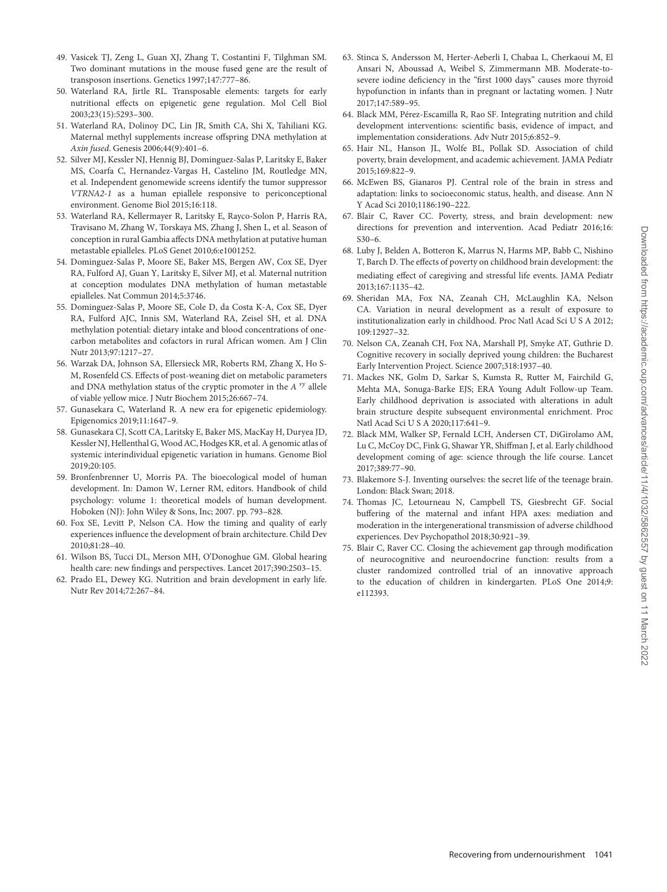49. Vasicek TJ, Zeng L, Guan XJ, Zhang T, Costantini F, Tilghman SM. Two dominant mutations in the mouse fused gene are the result of transposon insertions. Genetics 1997;147:777–86.
50. Waterland RA, Jirtle RL. Transposable elements: targets for early nutritional effects on epigenetic gene regulation. Mol Cell Biol 2003;23(15):5293–300.
51. Waterland RA, Dolinoy DC, Lin JR, Smith CA, Shi X, Tahiliani KG. Maternal methyl supplements increase offspring DNA methylation at *Axin fused*. Genesis 2006;44(9):401–6.
52. Silver MJ, Kessler NJ, Hennig BJ, Dominguez-Salas P, Laritsky E, Baker MS, Coarfa C, Hernandez-Vargas H, Castelino JM, Routledge MN, et al. Independent genomewide screens identify the tumor suppressor *VTRNA2-1* as a human epiallele responsive to periconceptional environment. Genome Biol 2015;16:118.
53. Waterland RA, Kellermayer R, Laritsky E, Rayco-Solon P, Harris RA, Travisano M, Zhang W, Torskaya MS, Zhang J, Shen L, et al. Season of conception in rural Gambia affects DNA methylation at putative human metastable epialleles. PLoS Genet 2010;6:e1001252.
54. Dominguez-Salas P, Moore SE, Baker MS, Bergen AW, Cox SE, Dyer RA, Fulford AJ, Guan Y, Laritsky E, Silver MJ, et al. Maternal nutrition at conception modulates DNA methylation of human metastable epialleles. Nat Commun 2014;5:3746.
55. Dominguez-Salas P, Moore SE, Cole D, da Costa K-A, Cox SE, Dyer RA, Fulford AJC, Innis SM, Waterland RA, Zeisel SH, et al. DNA methylation potential: dietary intake and blood concentrations of one-carbon metabolites and cofactors in rural African women. Am J Clin Nutr 2013;97:1217–27.
56. Warzak DA, Johnson SA, Ellersieck MR, Roberts RM, Zhang X, Ho S-M, Rosenfeld CS. Effects of post-weaning diet on metabolic parameters and DNA methylation status of the cryptic promoter in the $A^{vy}$ allele of viable yellow mice. J Nutr Biochem 2015;26:667–74.
57. Gunasekara C, Waterland R. A new era for epigenetic epidemiology. Epigenomics 2019;11:1647–9.
58. Gunasekara CJ, Scott CA, Laritsky E, Baker MS, MacKay H, Duryea JD, Kessler NJ, Hellenthal G, Wood AC, Hodges KR, et al. A genomic atlas of systemic interindividual epigenetic variation in humans. Genome Biol 2019;20:105.
59. Bronfenbrenner U, Morris PA. The bioecological model of human development. In: Damon W, Lerner RM, editors. Handbook of child psychology: volume 1: theoretical models of human development. Hoboken (NJ): John Wiley & Sons, Inc; 2007. pp. 793–828.
60. Fox SE, Levitt P, Nelson CA. How the timing and quality of early experiences influence the development of brain architecture. Child Dev 2010;81:28–40.
61. Wilson BS, Tucci DL, Merson MH, O'Donoghue GM. Global hearing health care: new findings and perspectives. Lancet 2017;390:2503–15.
62. Prado EL, Dewey KG. Nutrition and brain development in early life. Nutr Rev 2014;72:267–84.
63. Stinca S, Andersson M, Herter-Aeberli I, Chabaa L, Cherkaoui M, El Ansari N, Aboussad A, Weibel S, Zimmermann MB. Moderate-to-severe iodine deficiency in the "first 1000 days" causes more thyroid hypofunction in infants than in pregnant or lactating women. J Nutr 2017;147:589–95.
64. Black MM, Pérez-Escamilla R, Rao SF. Integrating nutrition and child development interventions: scientific basis, evidence of impact, and implementation considerations. Adv Nutr 2015;6:852–9.
65. Hair NL, Hanson JL, Wolfe BL, Pollak SD. Association of child poverty, brain development, and academic achievement. JAMA Pediatr 2015;169:822–9.
66. McEwen BS, Gianaros PJ. Central role of the brain in stress and adaptation: links to socioeconomic status, health, and disease. Ann N Y Acad Sci 2010;1186:190–222.
67. Blair C, Raver CC. Poverty, stress, and brain development: new directions for prevention and intervention. Acad Pediatr 2016;16: S30–6.
68. Luby J, Belden A, Botteron K, Marrus N, Harms MP, Babb C, Nishino T, Barch D. The effects of poverty on childhood brain development: the mediating effect of caregiving and stressful life events. JAMA Pediatr 2013;167:1135–42.
69. Sheridan MA, Fox NA, Zeanah CH, McLaughlin KA, Nelson CA. Variation in neural development as a result of exposure to institutionalization early in childhood. Proc Natl Acad Sci U S A 2012; 109:12927–32.
70. Nelson CA, Zeanah CH, Fox NA, Marshall PJ, Smyke AT, Guthrie D. Cognitive recovery in socially deprived young children: the Bucharest Early Intervention Project. Science 2007;318:1937–40.
71. Mackes NK, Golm D, Sarkar S, Kumsta R, Rutter M, Fairchild G, Mehta MA, Sonuga-Barke EJS; ERA Young Adult Follow-up Team. Early childhood deprivation is associated with alterations in adult brain structure despite subsequent environmental enrichment. Proc Natl Acad Sci U S A 2020;117:641–9.
72. Black MM, Walker SP, Fernald LCH, Andersen CT, DiGirolamo AM, Lu C, McCoy DC, Fink G, Shawar YR, Shiffman J, et al. Early childhood development coming of age: science through the life course. Lancet 2017;389:77–90.
73. Blakemore S-J. Inventing ourselves: the secret life of the teenage brain. London: Black Swan; 2018.
74. Thomas JC, Letourneau N, Campbell TS, Giesbrecht GF. Social buffering of the maternal and infant HPA axes: mediation and moderation in the intergenerational transmission of adverse childhood experiences. Dev Psychopathol 2018;30:921–39.
75. Blair C, Raver CC. Closing the achievement gap through modification of neurocognitive and neuroendocrine function: results from a cluster randomized controlled trial of an innovative approach to the education of children in kindergarten. PLoS One 2014;9: e112393.